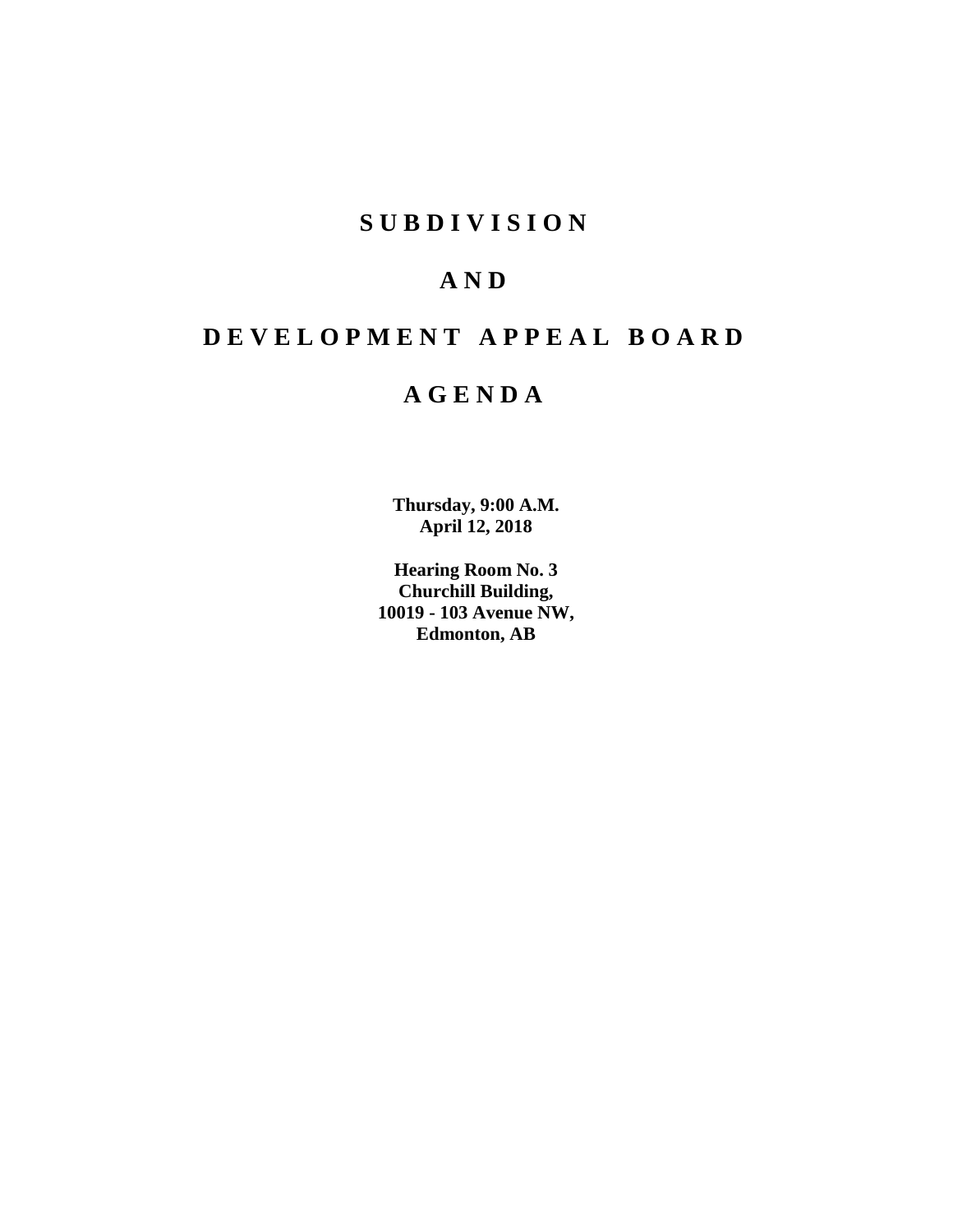# S U B D I V I S I O N

# A N D

# D E V E L O P M E N T   A P P E A L   B O A R D

# A G E N D A

**Thursday, 9:00 A.M.**
**April 12, 2018**

**Hearing Room No. 3**
**Churchill Building,**
**10019 - 103 Avenue NW,**
**Edmonton, AB**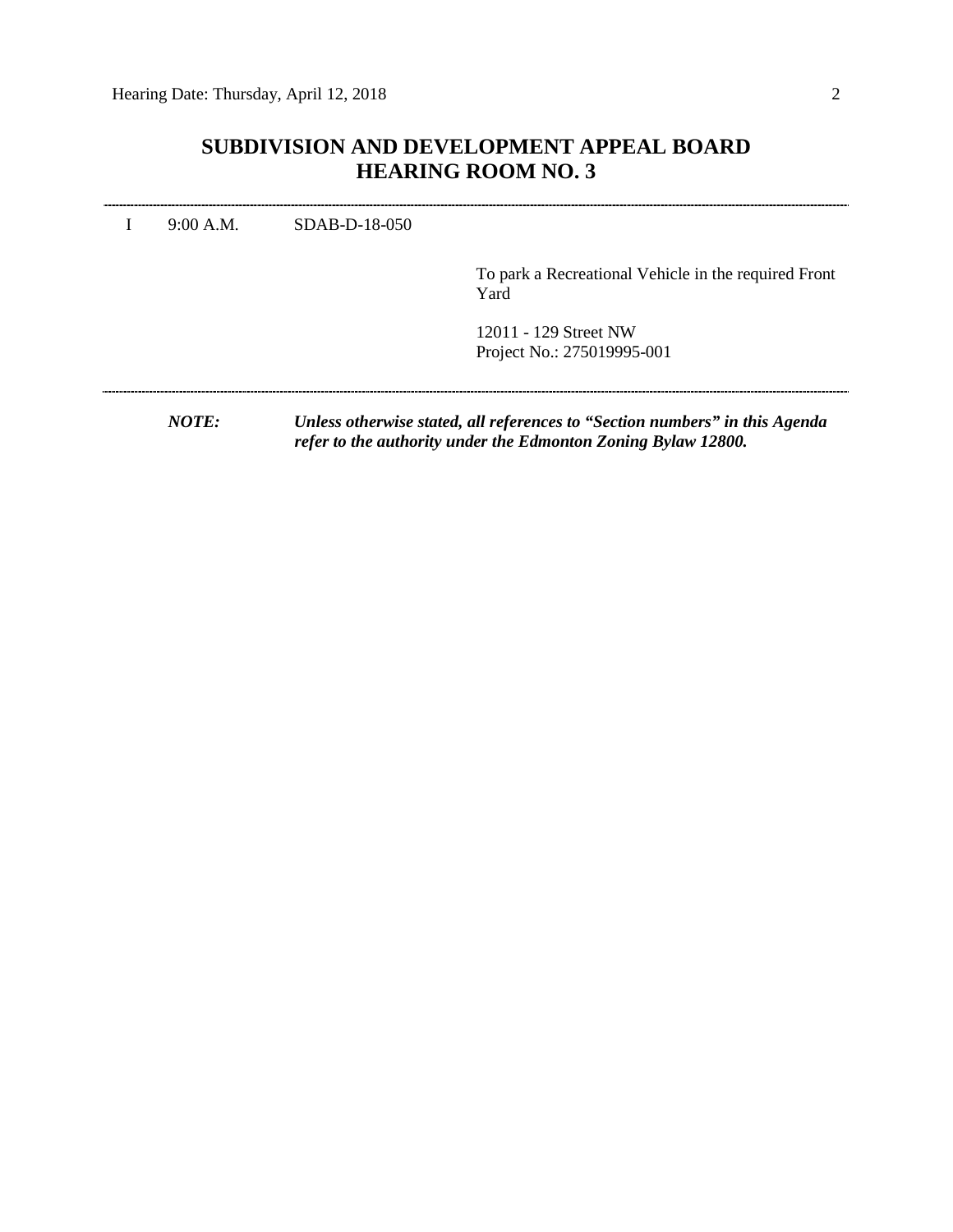# SUBDIVISION AND DEVELOPMENT APPEAL BOARD
## HEARING ROOM NO. 3

---

| | | | |
|---|---|---|---|
| I | 9:00 A.M. | SDAB-D-18-050 | |
| | | | To park a Recreational Vehicle in the required Front Yard |
| | | | 12011 - 129 Street NW<br>Project No.: 275019995-001 |

---

***NOTE:*** ***Unless otherwise stated, all references to "Section numbers" in this Agenda refer to the authority under the Edmonton Zoning Bylaw 12800.***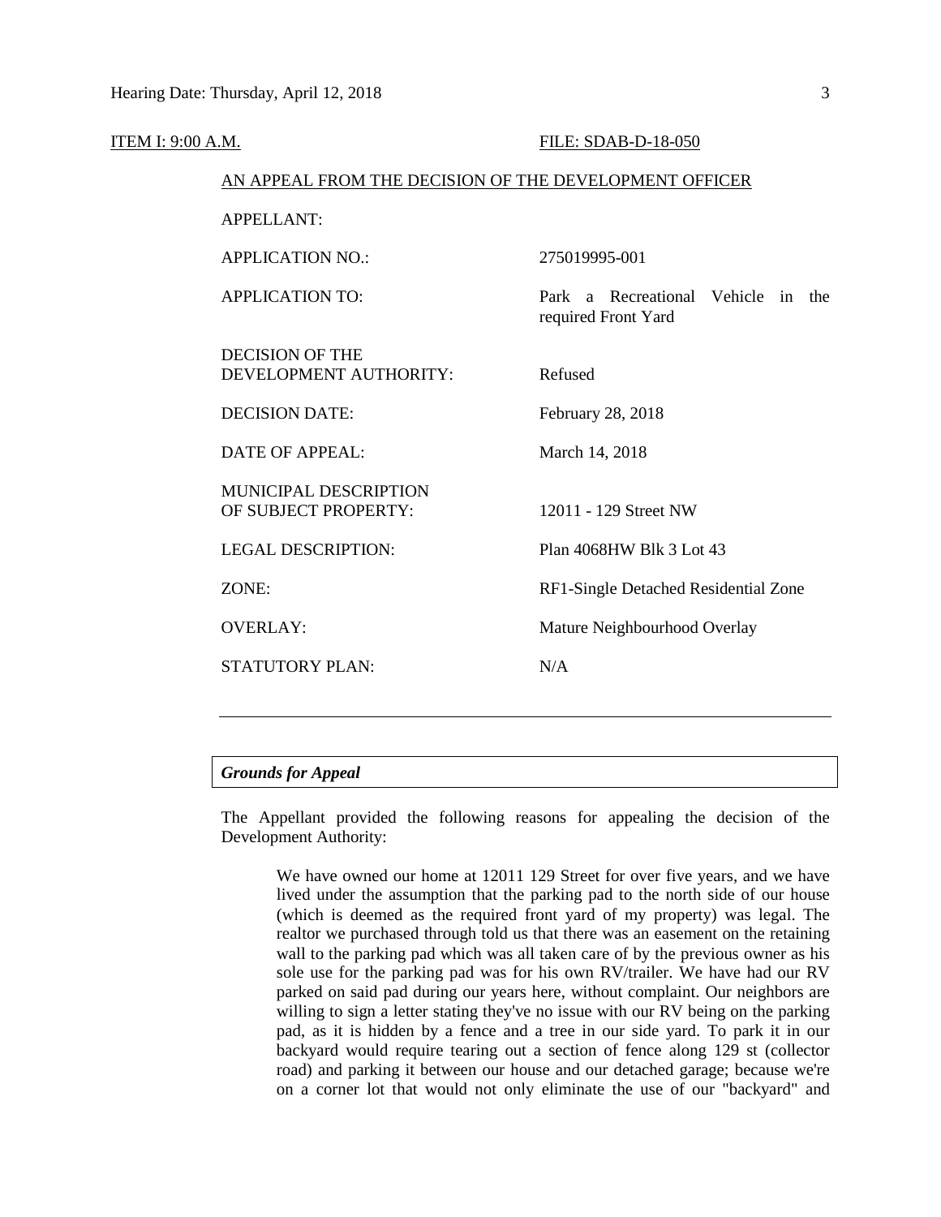ITEM I: 9:00 A.M. FILE: SDAB-D-18-050

AN APPEAL FROM THE DECISION OF THE DEVELOPMENT OFFICER

| | |
|---|---|
| APPELLANT: | |
| APPLICATION NO.: | 275019995-001 |
| APPLICATION TO: | Park a Recreational Vehicle in the required Front Yard |
| DECISION OF THE DEVELOPMENT AUTHORITY: | Refused |
| DECISION DATE: | February 28, 2018 |
| DATE OF APPEAL: | March 14, 2018 |
| MUNICIPAL DESCRIPTION OF SUBJECT PROPERTY: | 12011 - 129 Street NW |
| LEGAL DESCRIPTION: | Plan 4068HW Blk 3 Lot 43 |
| ZONE: | RF1-Single Detached Residential Zone |
| OVERLAY: | Mature Neighbourhood Overlay |
| STATUTORY PLAN: | N/A |

---

***Grounds for Appeal***

The Appellant provided the following reasons for appealing the decision of the Development Authority:

> We have owned our home at 12011 129 Street for over five years, and we have lived under the assumption that the parking pad to the north side of our house (which is deemed as the required front yard of my property) was legal. The realtor we purchased through told us that there was an easement on the retaining wall to the parking pad which was all taken care of by the previous owner as his sole use for the parking pad was for his own RV/trailer. We have had our RV parked on said pad during our years here, without complaint. Our neighbors are willing to sign a letter stating they've no issue with our RV being on the parking pad, as it is hidden by a fence and a tree in our side yard. To park it in our backyard would require tearing out a section of fence along 129 st (collector road) and parking it between our house and our detached garage; because we're on a corner lot that would not only eliminate the use of our "backyard" and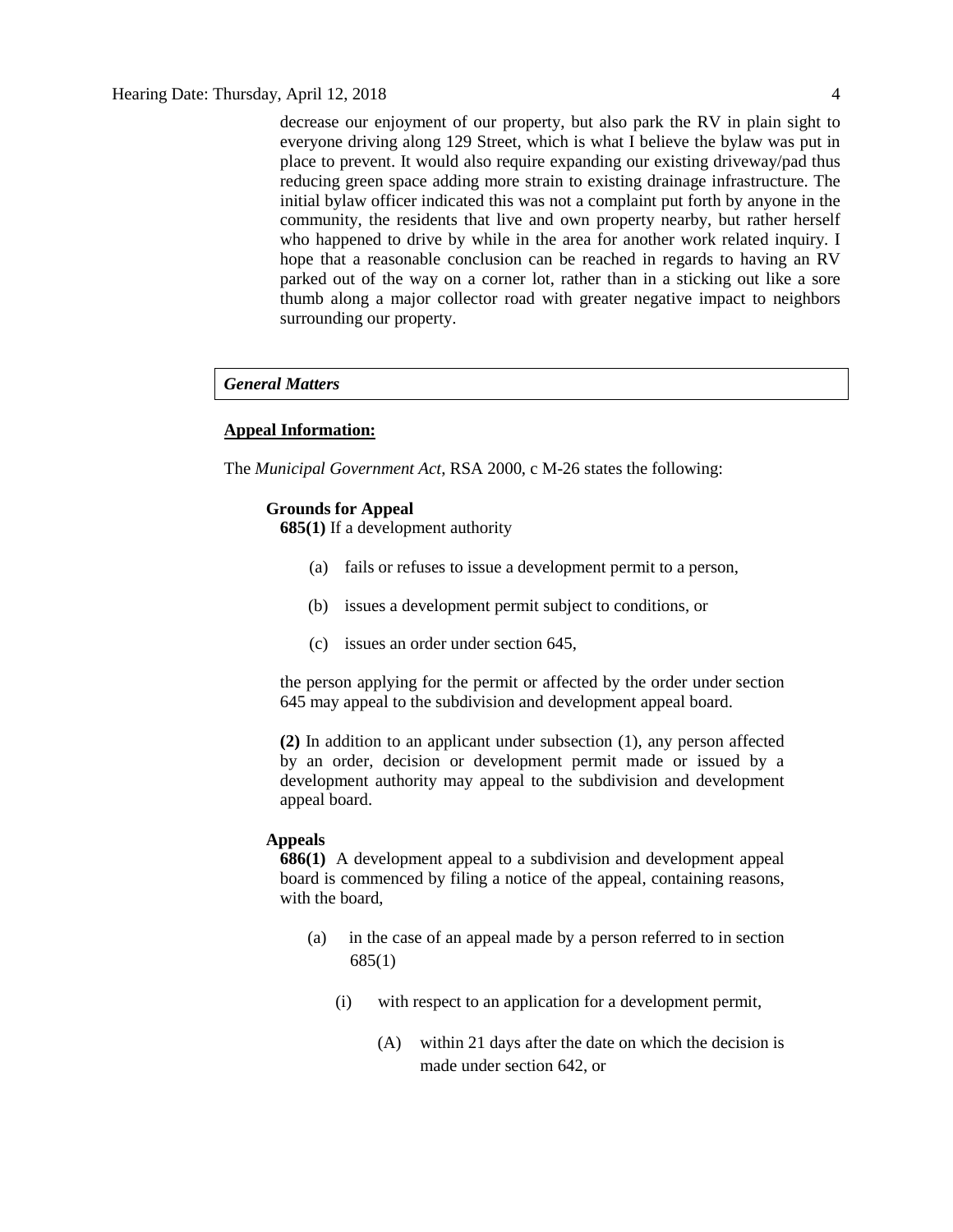decrease our enjoyment of our property, but also park the RV in plain sight to everyone driving along 129 Street, which is what I believe the bylaw was put in place to prevent. It would also require expanding our existing driveway/pad thus reducing green space adding more strain to existing drainage infrastructure. The initial bylaw officer indicated this was not a complaint put forth by anyone in the community, the residents that live and own property nearby, but rather herself who happened to drive by while in the area for another work related inquiry. I hope that a reasonable conclusion can be reached in regards to having an RV parked out of the way on a corner lot, rather than in a sticking out like a sore thumb along a major collector road with greater negative impact to neighbors surrounding our property.

***General Matters***

**Appeal Information:**

The *Municipal Government Act*, RSA 2000, c M-26 states the following:

**Grounds for Appeal**

**685(1)** If a development authority

(a) fails or refuses to issue a development permit to a person,

(b) issues a development permit subject to conditions, or

(c) issues an order under section 645,

the person applying for the permit or affected by the order under section 645 may appeal to the subdivision and development appeal board.

**(2)** In addition to an applicant under subsection (1), any person affected by an order, decision or development permit made or issued by a development authority may appeal to the subdivision and development appeal board.

**Appeals**

**686(1)** A development appeal to a subdivision and development appeal board is commenced by filing a notice of the appeal, containing reasons, with the board,

(a) in the case of an appeal made by a person referred to in section 685(1)

(i) with respect to an application for a development permit,

(A) within 21 days after the date on which the decision is made under section 642, or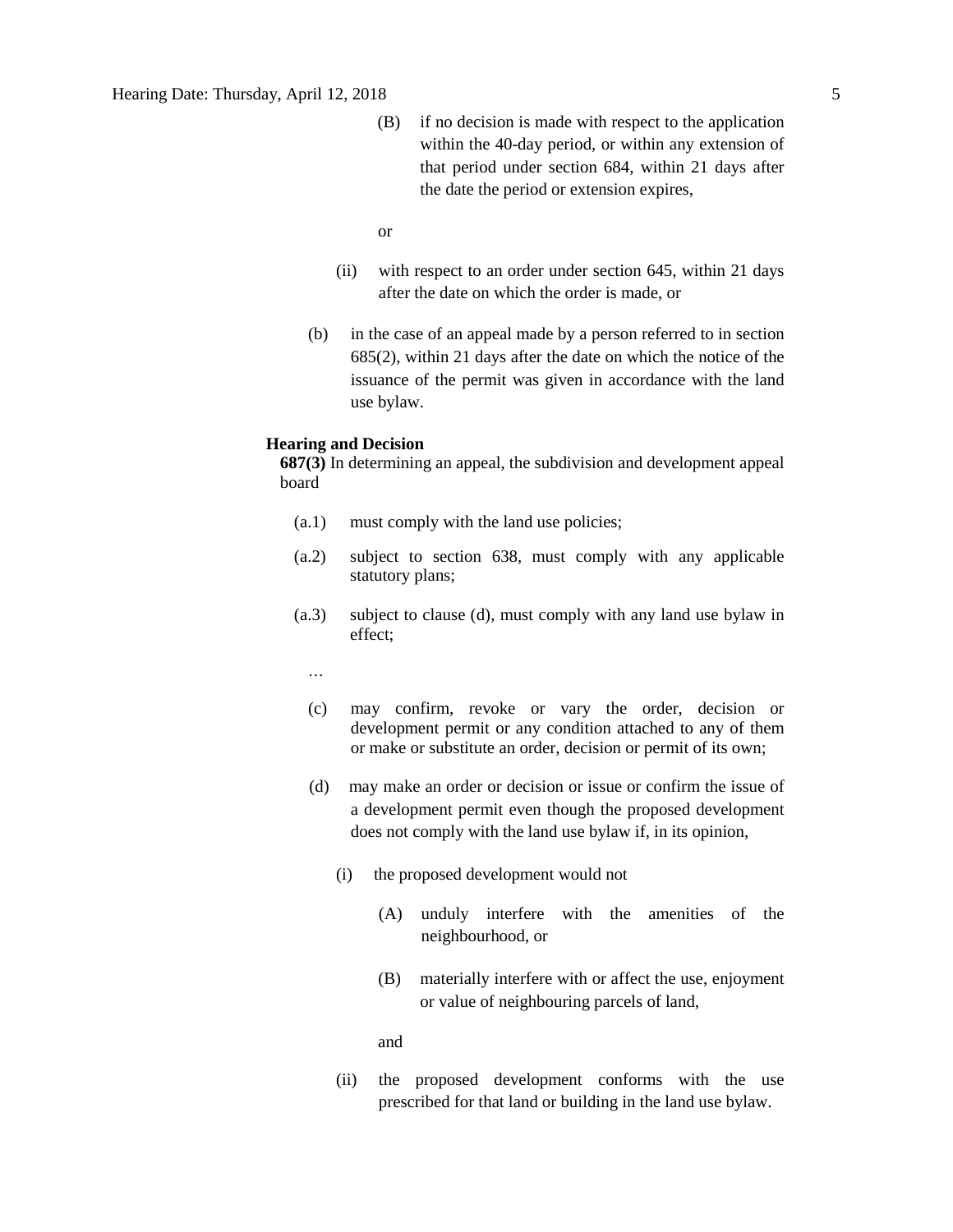(B) if no decision is made with respect to the application within the 40-day period, or within any extension of that period under section 684, within 21 days after the date the period or extension expires,

or

(ii) with respect to an order under section 645, within 21 days after the date on which the order is made, or

(b) in the case of an appeal made by a person referred to in section 685(2), within 21 days after the date on which the notice of the issuance of the permit was given in accordance with the land use bylaw.

**Hearing and Decision**

**687(3)** In determining an appeal, the subdivision and development appeal board

(a.1) must comply with the land use policies;

(a.2) subject to section 638, must comply with any applicable statutory plans;

(a.3) subject to clause (d), must comply with any land use bylaw in effect;

…

(c) may confirm, revoke or vary the order, decision or development permit or any condition attached to any of them or make or substitute an order, decision or permit of its own;

(d) may make an order or decision or issue or confirm the issue of a development permit even though the proposed development does not comply with the land use bylaw if, in its opinion,

(i) the proposed development would not

(A) unduly interfere with the amenities of the neighbourhood, or

(B) materially interfere with or affect the use, enjoyment or value of neighbouring parcels of land,

and

(ii) the proposed development conforms with the use prescribed for that land or building in the land use bylaw.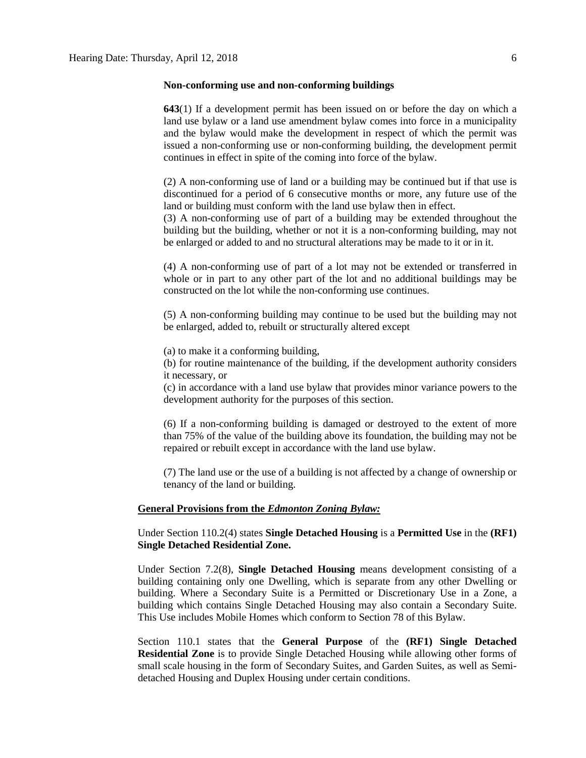**Non-conforming use and non-conforming buildings**

**643**(1) If a development permit has been issued on or before the day on which a land use bylaw or a land use amendment bylaw comes into force in a municipality and the bylaw would make the development in respect of which the permit was issued a non-conforming use or non-conforming building, the development permit continues in effect in spite of the coming into force of the bylaw.

(2) A non-conforming use of land or a building may be continued but if that use is discontinued for a period of 6 consecutive months or more, any future use of the land or building must conform with the land use bylaw then in effect.

(3) A non-conforming use of part of a building may be extended throughout the building but the building, whether or not it is a non-conforming building, may not be enlarged or added to and no structural alterations may be made to it or in it.

(4) A non-conforming use of part of a lot may not be extended or transferred in whole or in part to any other part of the lot and no additional buildings may be constructed on the lot while the non-conforming use continues.

(5) A non-conforming building may continue to be used but the building may not be enlarged, added to, rebuilt or structurally altered except

(a) to make it a conforming building,

(b) for routine maintenance of the building, if the development authority considers it necessary, or

(c) in accordance with a land use bylaw that provides minor variance powers to the development authority for the purposes of this section.

(6) If a non-conforming building is damaged or destroyed to the extent of more than 75% of the value of the building above its foundation, the building may not be repaired or rebuilt except in accordance with the land use bylaw.

(7) The land use or the use of a building is not affected by a change of ownership or tenancy of the land or building.

**General Provisions from the *Edmonton Zoning Bylaw:***

Under Section 110.2(4) states **Single Detached Housing** is a **Permitted Use** in the **(RF1) Single Detached Residential Zone.**

Under Section 7.2(8), **Single Detached Housing** means development consisting of a building containing only one Dwelling, which is separate from any other Dwelling or building. Where a Secondary Suite is a Permitted or Discretionary Use in a Zone, a building which contains Single Detached Housing may also contain a Secondary Suite. This Use includes Mobile Homes which conform to Section 78 of this Bylaw.

Section 110.1 states that the **General Purpose** of the **(RF1) Single Detached Residential Zone** is to provide Single Detached Housing while allowing other forms of small scale housing in the form of Secondary Suites, and Garden Suites, as well as Semi-detached Housing and Duplex Housing under certain conditions.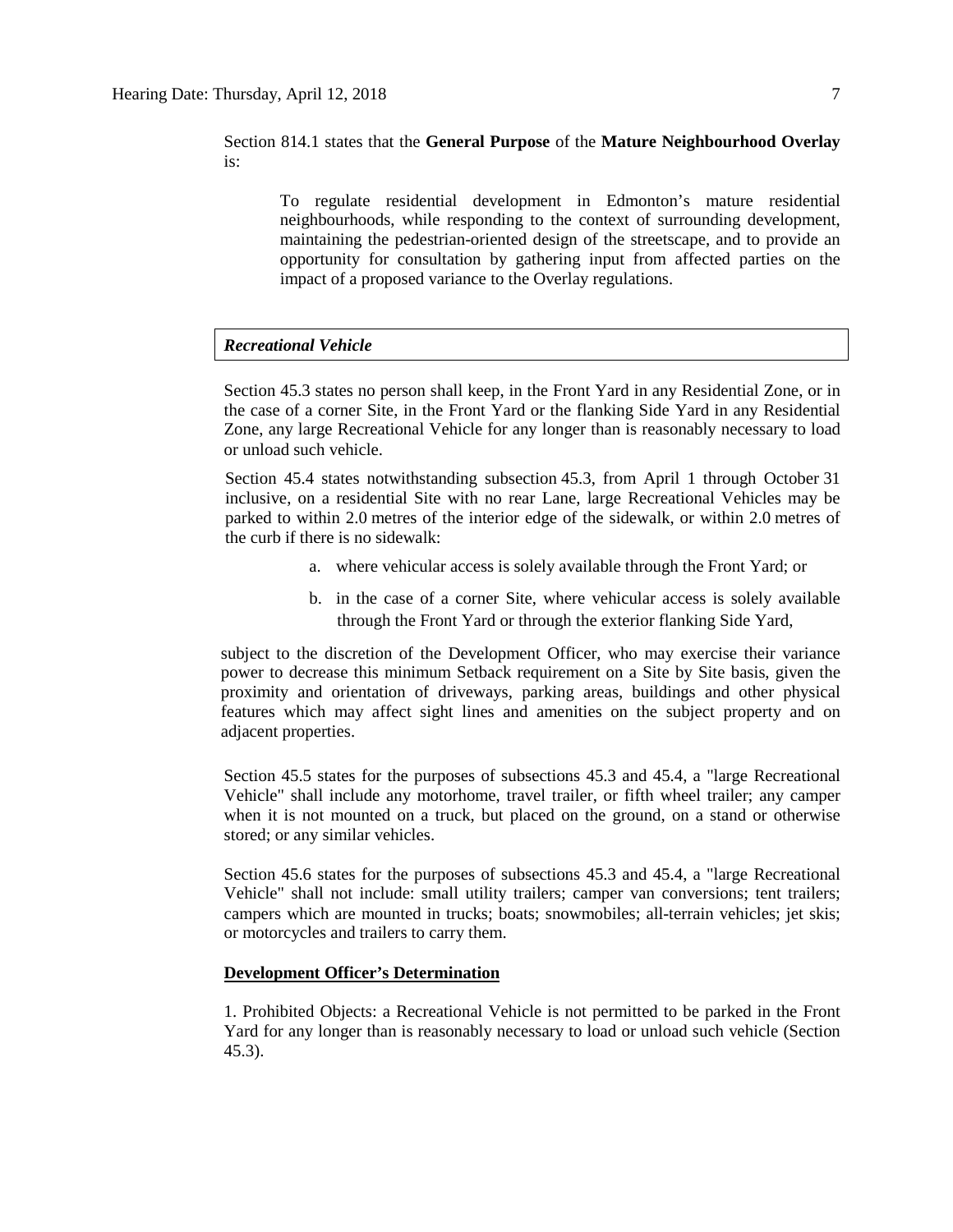Section 814.1 states that the **General Purpose** of the **Mature Neighbourhood Overlay** is:

> To regulate residential development in Edmonton's mature residential neighbourhoods, while responding to the context of surrounding development, maintaining the pedestrian-oriented design of the streetscape, and to provide an opportunity for consultation by gathering input from affected parties on the impact of a proposed variance to the Overlay regulations.

***Recreational Vehicle***

Section 45.3 states no person shall keep, in the Front Yard in any Residential Zone, or in the case of a corner Site, in the Front Yard or the flanking Side Yard in any Residential Zone, any large Recreational Vehicle for any longer than is reasonably necessary to load or unload such vehicle.

Section 45.4 states notwithstanding subsection 45.3, from April 1 through October 31 inclusive, on a residential Site with no rear Lane, large Recreational Vehicles may be parked to within 2.0 metres of the interior edge of the sidewalk, or within 2.0 metres of the curb if there is no sidewalk:

a. where vehicular access is solely available through the Front Yard; or

b. in the case of a corner Site, where vehicular access is solely available through the Front Yard or through the exterior flanking Side Yard,

subject to the discretion of the Development Officer, who may exercise their variance power to decrease this minimum Setback requirement on a Site by Site basis, given the proximity and orientation of driveways, parking areas, buildings and other physical features which may affect sight lines and amenities on the subject property and on adjacent properties.

Section 45.5 states for the purposes of subsections 45.3 and 45.4, a "large Recreational Vehicle" shall include any motorhome, travel trailer, or fifth wheel trailer; any camper when it is not mounted on a truck, but placed on the ground, on a stand or otherwise stored; or any similar vehicles.

Section 45.6 states for the purposes of subsections 45.3 and 45.4, a "large Recreational Vehicle" shall not include: small utility trailers; camper van conversions; tent trailers; campers which are mounted in trucks; boats; snowmobiles; all-terrain vehicles; jet skis; or motorcycles and trailers to carry them.

**Development Officer's Determination**

1. Prohibited Objects: a Recreational Vehicle is not permitted to be parked in the Front Yard for any longer than is reasonably necessary to load or unload such vehicle (Section 45.3).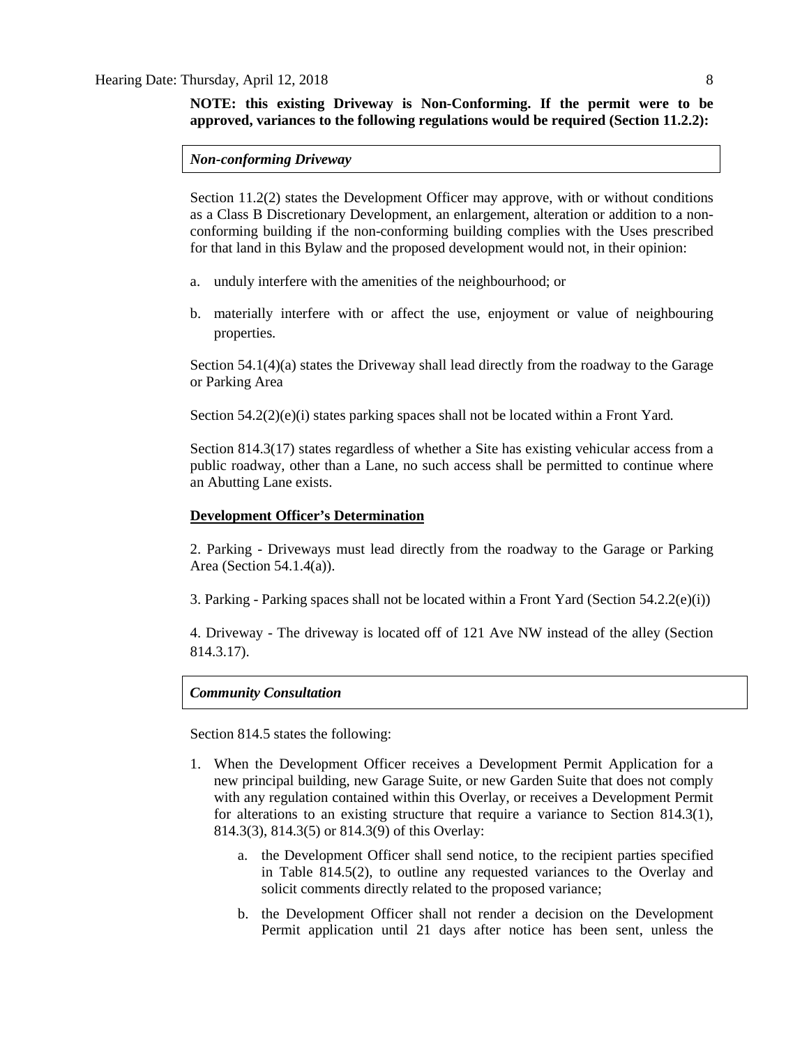**NOTE: this existing Driveway is Non-Conforming. If the permit were to be approved, variances to the following regulations would be required (Section 11.2.2):**

***Non-conforming Driveway***

Section 11.2(2) states the Development Officer may approve, with or without conditions as a Class B Discretionary Development, an enlargement, alteration or addition to a non-conforming building if the non-conforming building complies with the Uses prescribed for that land in this Bylaw and the proposed development would not, in their opinion:

a. unduly interfere with the amenities of the neighbourhood; or

b. materially interfere with or affect the use, enjoyment or value of neighbouring properties.

Section 54.1(4)(a) states the Driveway shall lead directly from the roadway to the Garage or Parking Area

Section 54.2(2)(e)(i) states parking spaces shall not be located within a Front Yard.

Section 814.3(17) states regardless of whether a Site has existing vehicular access from a public roadway, other than a Lane, no such access shall be permitted to continue where an Abutting Lane exists.

**Development Officer's Determination**

2. Parking - Driveways must lead directly from the roadway to the Garage or Parking Area (Section 54.1.4(a)).

3. Parking - Parking spaces shall not be located within a Front Yard (Section 54.2.2(e)(i))

4. Driveway - The driveway is located off of 121 Ave NW instead of the alley (Section 814.3.17).

***Community Consultation***

Section 814.5 states the following:

1. When the Development Officer receives a Development Permit Application for a new principal building, new Garage Suite, or new Garden Suite that does not comply with any regulation contained within this Overlay, or receives a Development Permit for alterations to an existing structure that require a variance to Section 814.3(1), 814.3(3), 814.3(5) or 814.3(9) of this Overlay:

   a. the Development Officer shall send notice, to the recipient parties specified in Table 814.5(2), to outline any requested variances to the Overlay and solicit comments directly related to the proposed variance;

   b. the Development Officer shall not render a decision on the Development Permit application until 21 days after notice has been sent, unless the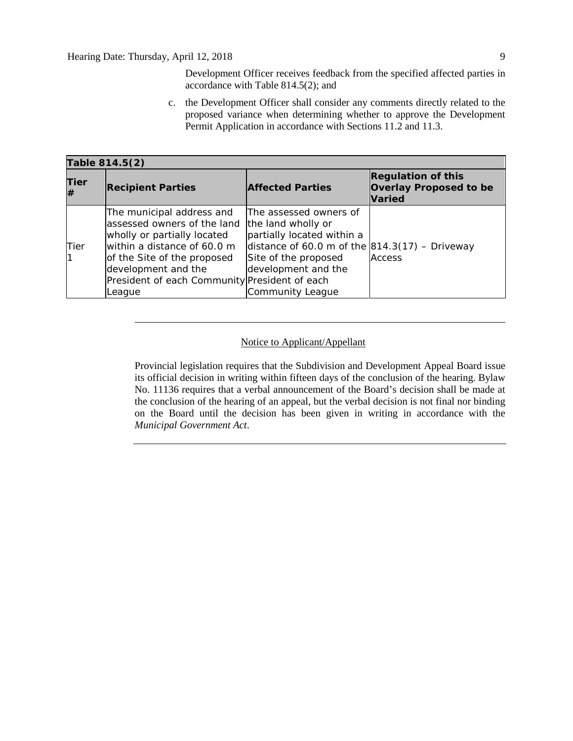Development Officer receives feedback from the specified affected parties in accordance with Table 814.5(2); and

c. the Development Officer shall consider any comments directly related to the proposed variance when determining whether to approve the Development Permit Application in accordance with Sections 11.2 and 11.3.

| **Table 814.5(2)** | | | |
|---|---|---|---|
| **Tier #** | **Recipient Parties** | **Affected Parties** | **Regulation of this Overlay Proposed to be Varied** |
| Tier 1 | The municipal address and assessed owners of the land wholly or partially located within a distance of 60.0 m of the Site of the proposed development and the President of each Community League | The assessed owners of the land wholly or partially located within a distance of 60.0 m of the Site of the proposed development and the President of each Community League | 814.3(17) – Driveway Access |

---

Notice to Applicant/Appellant

Provincial legislation requires that the Subdivision and Development Appeal Board issue its official decision in writing within fifteen days of the conclusion of the hearing. Bylaw No. 11136 requires that a verbal announcement of the Board's decision shall be made at the conclusion of the hearing of an appeal, but the verbal decision is not final nor binding on the Board until the decision has been given in writing in accordance with the *Municipal Government Act*.

---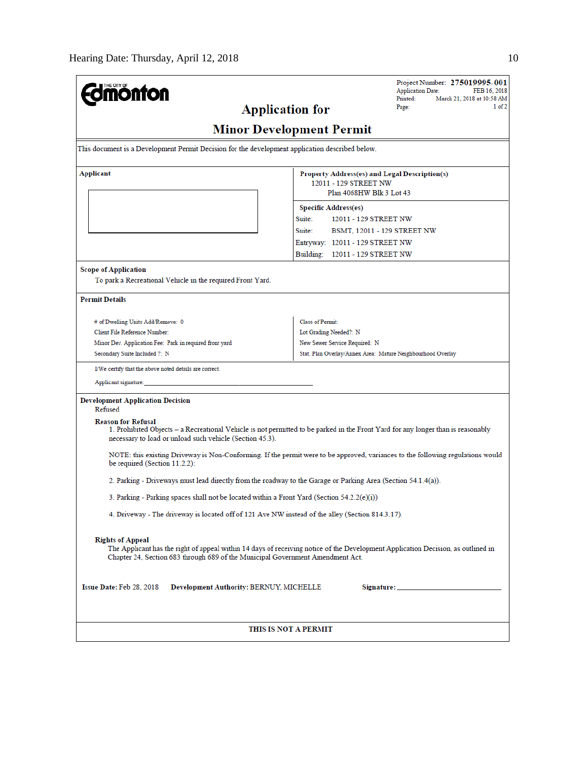**THE CITY OF Edmonton**

**Project Number: 275019995-001**
Application Date: FEB 16, 2018
Printed: March 21, 2018 at 10:58 AM
Page: 1 of 2

# Application for Minor Development Permit

This document is a Development Permit Decision for the development application described below.

**Applicant**

**Property Address(es) and Legal Description(s)**
12011 - 129 STREET NW
Plan 4068HW Blk 3 Lot 43

**Specific Address(es)**
Suite: 12011 - 129 STREET NW
Suite: BSMT, 12011 - 129 STREET NW
Entryway: 12011 - 129 STREET NW
Building: 12011 - 129 STREET NW

**Scope of Application**
To park a Recreational Vehicle in the required Front Yard.

**Permit Details**

# of Dwelling Units Add/Remove: 0
Client File Reference Number:
Minor Dev. Application Fee: Park in required front yard
Secondary Suite Included ?: N

Class of Permit:
Lot Grading Needed?: N
New Sewer Service Required: N
Stat. Plan Overlay/Annex Area: Mature Neighbourhood Overlay

I/We certify that the above noted details are correct.

Applicant signature:\_\_\_\_\_\_\_\_\_\_\_\_\_\_\_\_\_\_\_\_\_\_\_\_\_\_\_\_\_\_\_\_\_\_\_\_\_\_\_\_

**Development Application Decision**
Refused

**Reason for Refusal**

1. Prohibited Objects – a Recreational Vehicle is not permitted to be parked in the Front Yard for any longer than is reasonably necessary to load or unload such vehicle (Section 45.3).

NOTE: this existing Driveway is Non-Conforming. If the permit were to be approved, variances to the following regulations would be required (Section 11.2.2):

2. Parking - Driveways must lead directly from the roadway to the Garage or Parking Area (Section 54.1.4(a)).

3. Parking - Parking spaces shall not be located within a Front Yard (Section 54.2.2(e)(i))

4. Driveway - The driveway is located off of 121 Ave NW instead of the alley (Section 814.3.17).

**Rights of Appeal**
The Applicant has the right of appeal within 14 days of receiving notice of the Development Application Decision, as outlined in Chapter 24, Section 683 through 689 of the Municipal Government Amendment Act.

**Issue Date:** Feb 28, 2018 **Development Authority:** BERNUY, MICHELLE **Signature:**\_\_\_\_\_\_\_\_\_\_\_\_\_\_\_\_\_\_\_\_\_\_\_\_\_\_\_\_

**THIS IS NOT A PERMIT**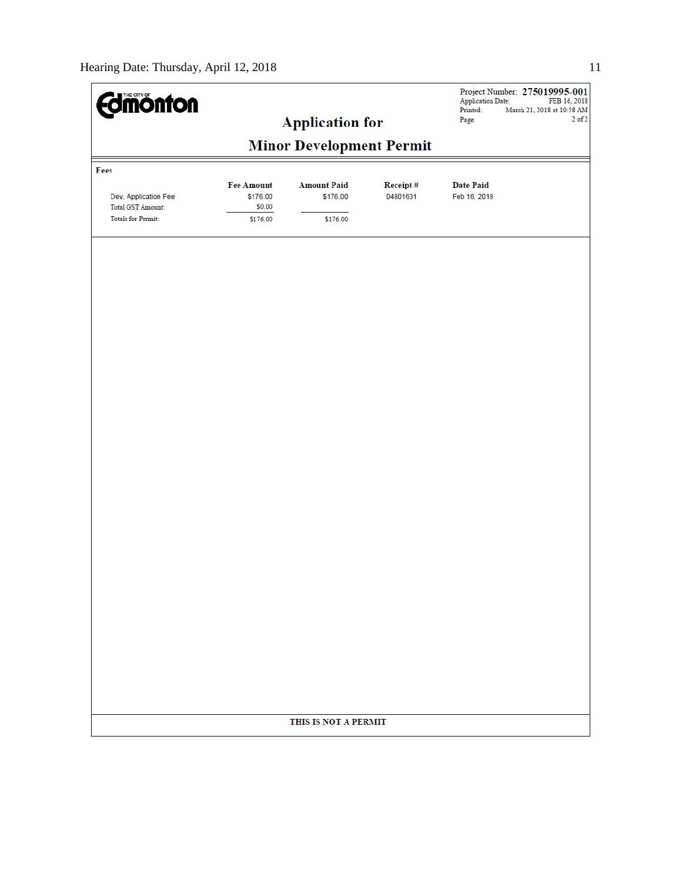Project Number: **275019995-001**
Application Date: FEB 16, 2018
Printed: March 21, 2018 at 10:58 AM

# Application for

# Minor Development Permit

**Fees**

| | Fee Amount | Amount Paid | Receipt # | Date Paid |
|---|---|---|---|---|
| Dev. Application Fee | $176.00 | $176.00 | 04801631 | Feb 16, 2018 |
| Total GST Amount: | $0.00 | | | |
| Totals for Permit: | $176.00 | $176.00 | | |

**THIS IS NOT A PERMIT**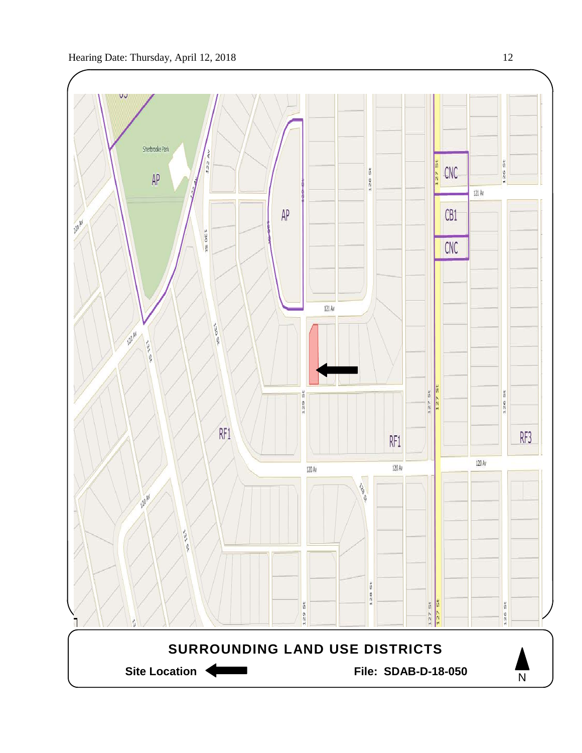Hearing Date: Thursday, April 12, 2018

Sherbrooke Park

AP

AP

CNC

CB1

CNC

RF1

RF1

RF3

122 Av

121 Av

120 Av

131 St

130 St

129 St

128 St

127 St

126 St

**SURROUNDING LAND USE DISTRICTS**

**Site Location** ⬅ **File: SDAB-D-18-050**

N